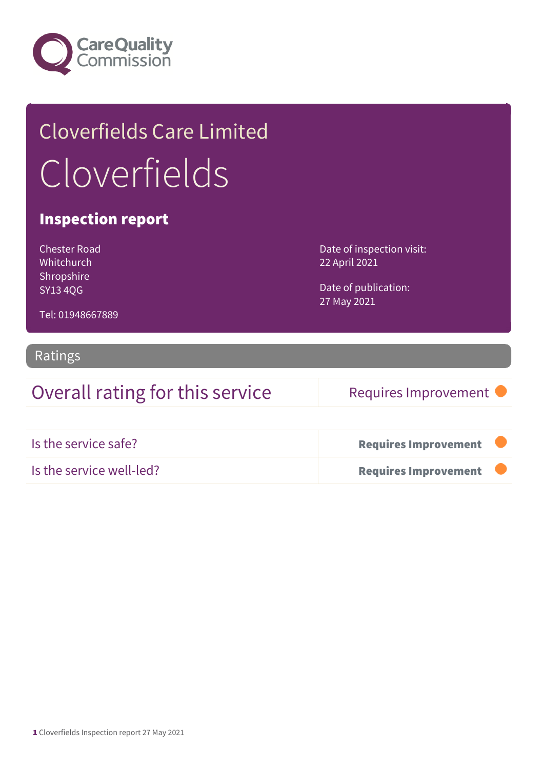Care Quality Commission

# Cloverfields Care Limited

# Cloverfields

## Inspection report

Chester Road
Whitchurch
Shropshire
SY13 4QG

Tel: 01948667889

Date of inspection visit:
22 April 2021

Date of publication:
27 May 2021

## Ratings

| Overall rating for this service | Requires Improvement |
|---|---|

| | |
|---|---|
| Is the service safe? | **Requires Improvement** |
| Is the service well-led? | **Requires Improvement** |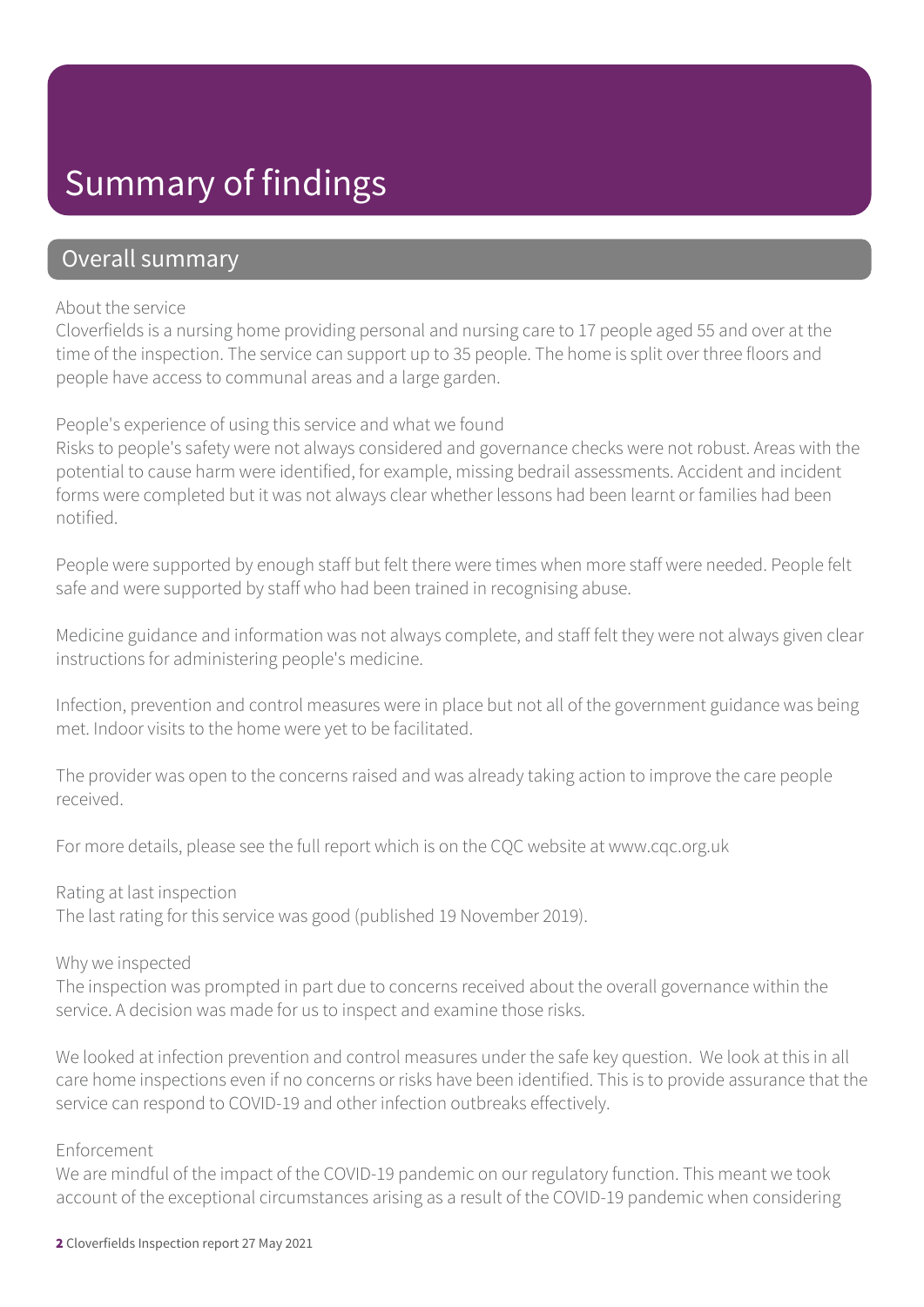# Summary of findings

## Overall summary

About the service

Cloverfields is a nursing home providing personal and nursing care to 17 people aged 55 and over at the time of the inspection. The service can support up to 35 people. The home is split over three floors and people have access to communal areas and a large garden.

People's experience of using this service and what we found

Risks to people's safety were not always considered and governance checks were not robust. Areas with the potential to cause harm were identified, for example, missing bedrail assessments. Accident and incident forms were completed but it was not always clear whether lessons had been learnt or families had been notified.

People were supported by enough staff but felt there were times when more staff were needed. People felt safe and were supported by staff who had been trained in recognising abuse.

Medicine guidance and information was not always complete, and staff felt they were not always given clear instructions for administering people's medicine.

Infection, prevention and control measures were in place but not all of the government guidance was being met. Indoor visits to the home were yet to be facilitated.

The provider was open to the concerns raised and was already taking action to improve the care people received.

For more details, please see the full report which is on the CQC website at www.cqc.org.uk

Rating at last inspection

The last rating for this service was good (published 19 November 2019).

Why we inspected

The inspection was prompted in part due to concerns received about the overall governance within the service. A decision was made for us to inspect and examine those risks.

We looked at infection prevention and control measures under the safe key question. We look at this in all care home inspections even if no concerns or risks have been identified. This is to provide assurance that the service can respond to COVID-19 and other infection outbreaks effectively.

Enforcement

We are mindful of the impact of the COVID-19 pandemic on our regulatory function. This meant we took account of the exceptional circumstances arising as a result of the COVID-19 pandemic when considering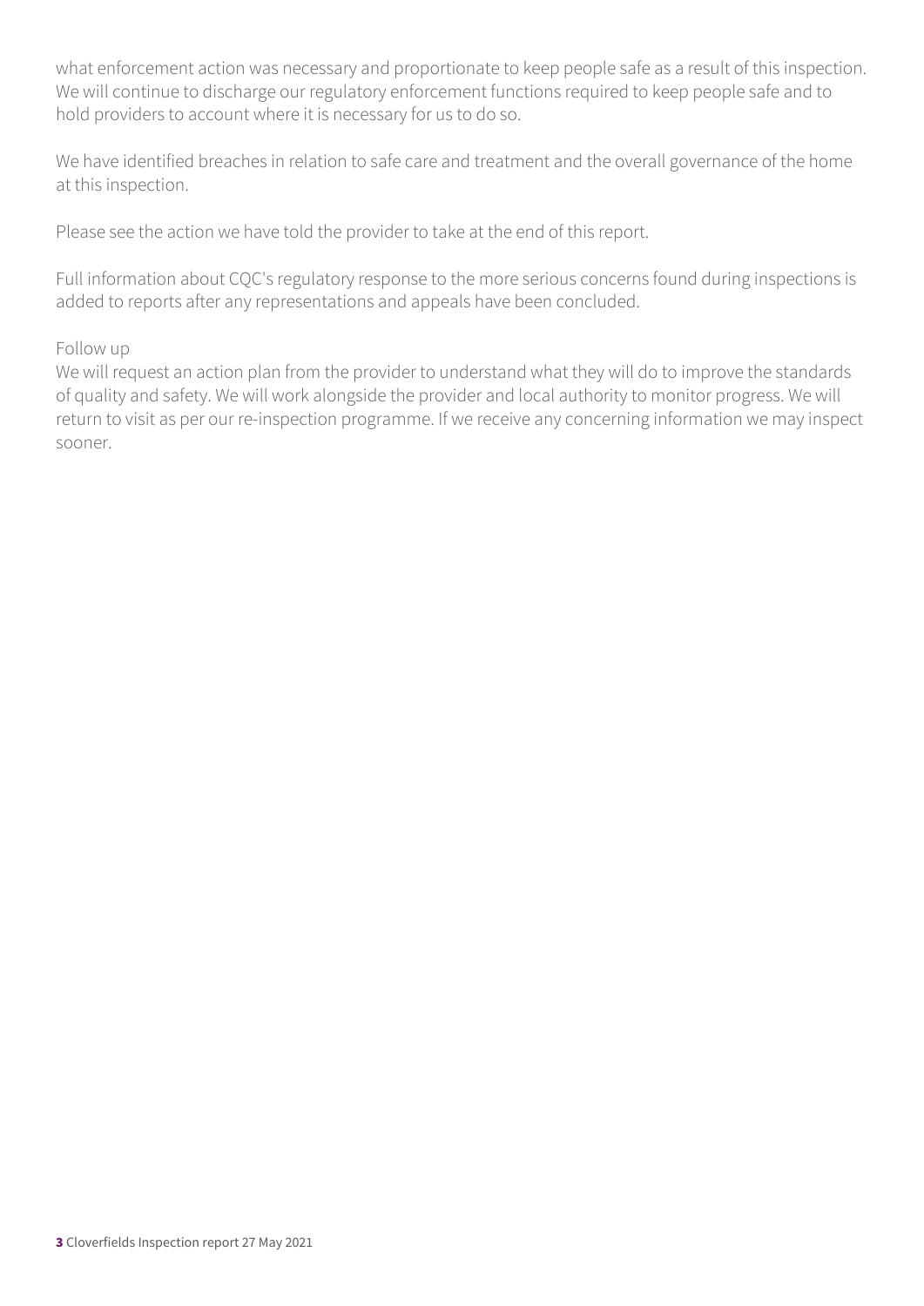what enforcement action was necessary and proportionate to keep people safe as a result of this inspection. We will continue to discharge our regulatory enforcement functions required to keep people safe and to hold providers to account where it is necessary for us to do so.

We have identified breaches in relation to safe care and treatment and the overall governance of the home at this inspection.

Please see the action we have told the provider to take at the end of this report.

Full information about CQC's regulatory response to the more serious concerns found during inspections is added to reports after any representations and appeals have been concluded.

Follow up

We will request an action plan from the provider to understand what they will do to improve the standards of quality and safety. We will work alongside the provider and local authority to monitor progress. We will return to visit as per our re-inspection programme. If we receive any concerning information we may inspect sooner.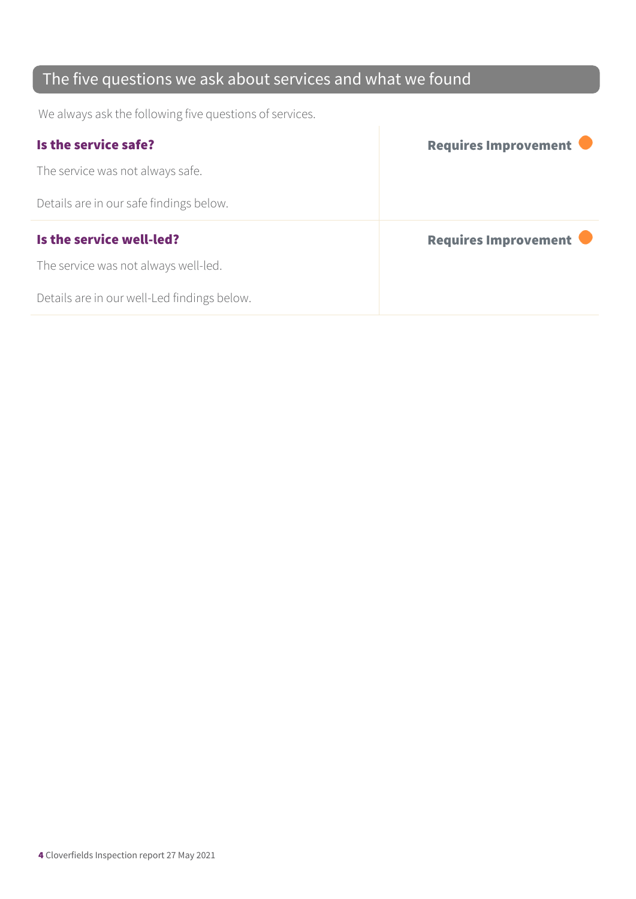## The five questions we ask about services and what we found

We always ask the following five questions of services.

| | |
|---|---|
| **Is the service safe?**<br><br>The service was not always safe.<br><br>Details are in our safe findings below. | **Requires Improvement** |
| **Is the service well-led?**<br><br>The service was not always well-led.<br><br>Details are in our well-Led findings below. | **Requires Improvement** |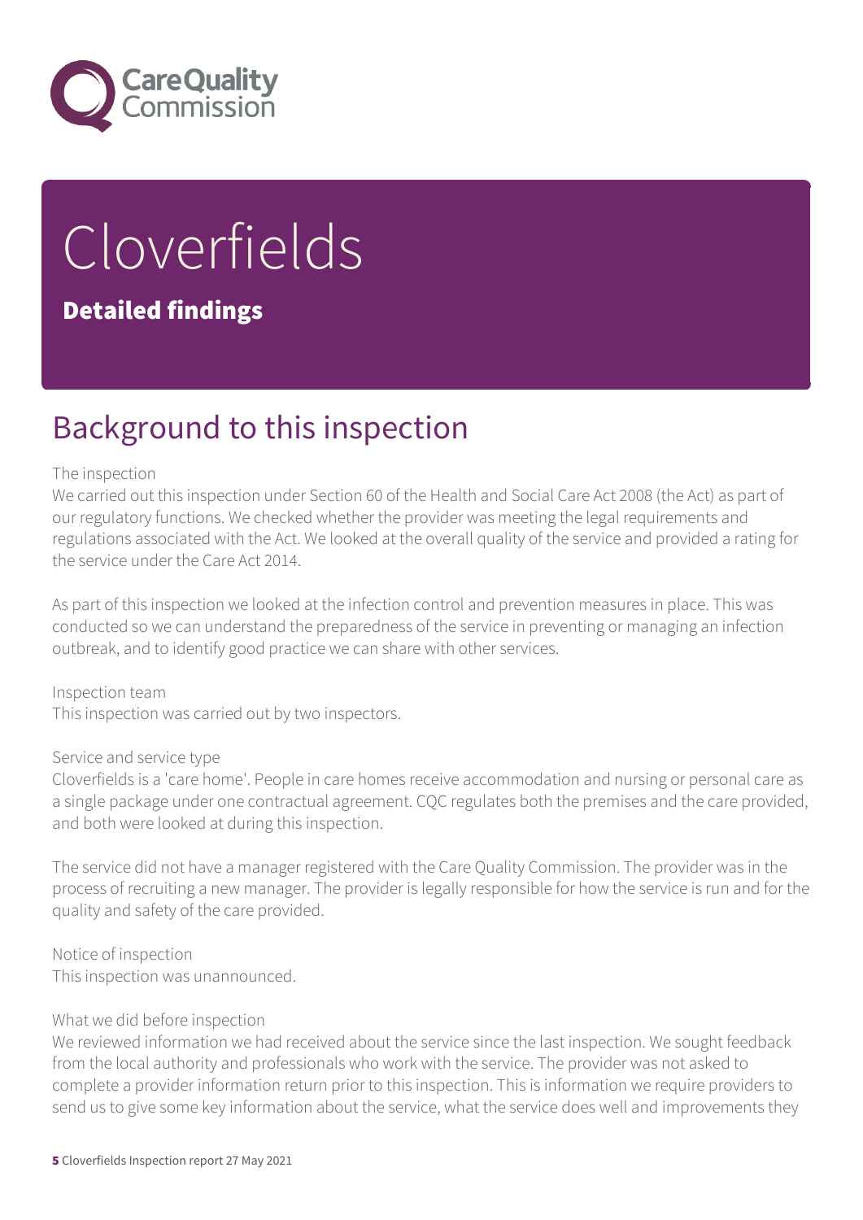# Cloverfields

## Detailed findings

## Background to this inspection

The inspection

We carried out this inspection under Section 60 of the Health and Social Care Act 2008 (the Act) as part of our regulatory functions. We checked whether the provider was meeting the legal requirements and regulations associated with the Act. We looked at the overall quality of the service and provided a rating for the service under the Care Act 2014.

As part of this inspection we looked at the infection control and prevention measures in place. This was conducted so we can understand the preparedness of the service in preventing or managing an infection outbreak, and to identify good practice we can share with other services.

Inspection team

This inspection was carried out by two inspectors.

Service and service type

Cloverfields is a 'care home'. People in care homes receive accommodation and nursing or personal care as a single package under one contractual agreement. CQC regulates both the premises and the care provided, and both were looked at during this inspection.

The service did not have a manager registered with the Care Quality Commission. The provider was in the process of recruiting a new manager. The provider is legally responsible for how the service is run and for the quality and safety of the care provided.

Notice of inspection

This inspection was unannounced.

What we did before inspection

We reviewed information we had received about the service since the last inspection. We sought feedback from the local authority and professionals who work with the service. The provider was not asked to complete a provider information return prior to this inspection. This is information we require providers to send us to give some key information about the service, what the service does well and improvements they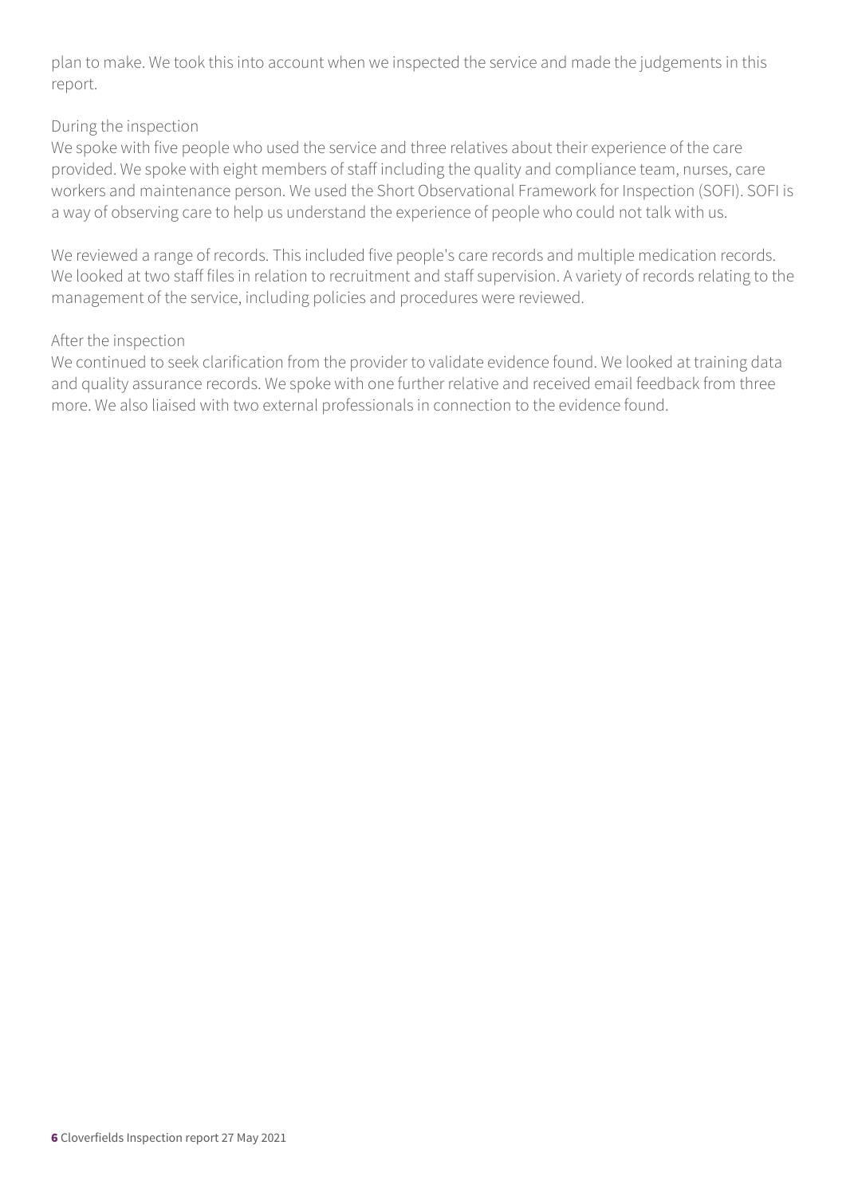plan to make. We took this into account when we inspected the service and made the judgements in this report.

During the inspection
We spoke with five people who used the service and three relatives about their experience of the care provided. We spoke with eight members of staff including the quality and compliance team, nurses, care workers and maintenance person. We used the Short Observational Framework for Inspection (SOFI). SOFI is a way of observing care to help us understand the experience of people who could not talk with us.

We reviewed a range of records. This included five people's care records and multiple medication records. We looked at two staff files in relation to recruitment and staff supervision. A variety of records relating to the management of the service, including policies and procedures were reviewed.

After the inspection
We continued to seek clarification from the provider to validate evidence found. We looked at training data and quality assurance records. We spoke with one further relative and received email feedback from three more. We also liaised with two external professionals in connection to the evidence found.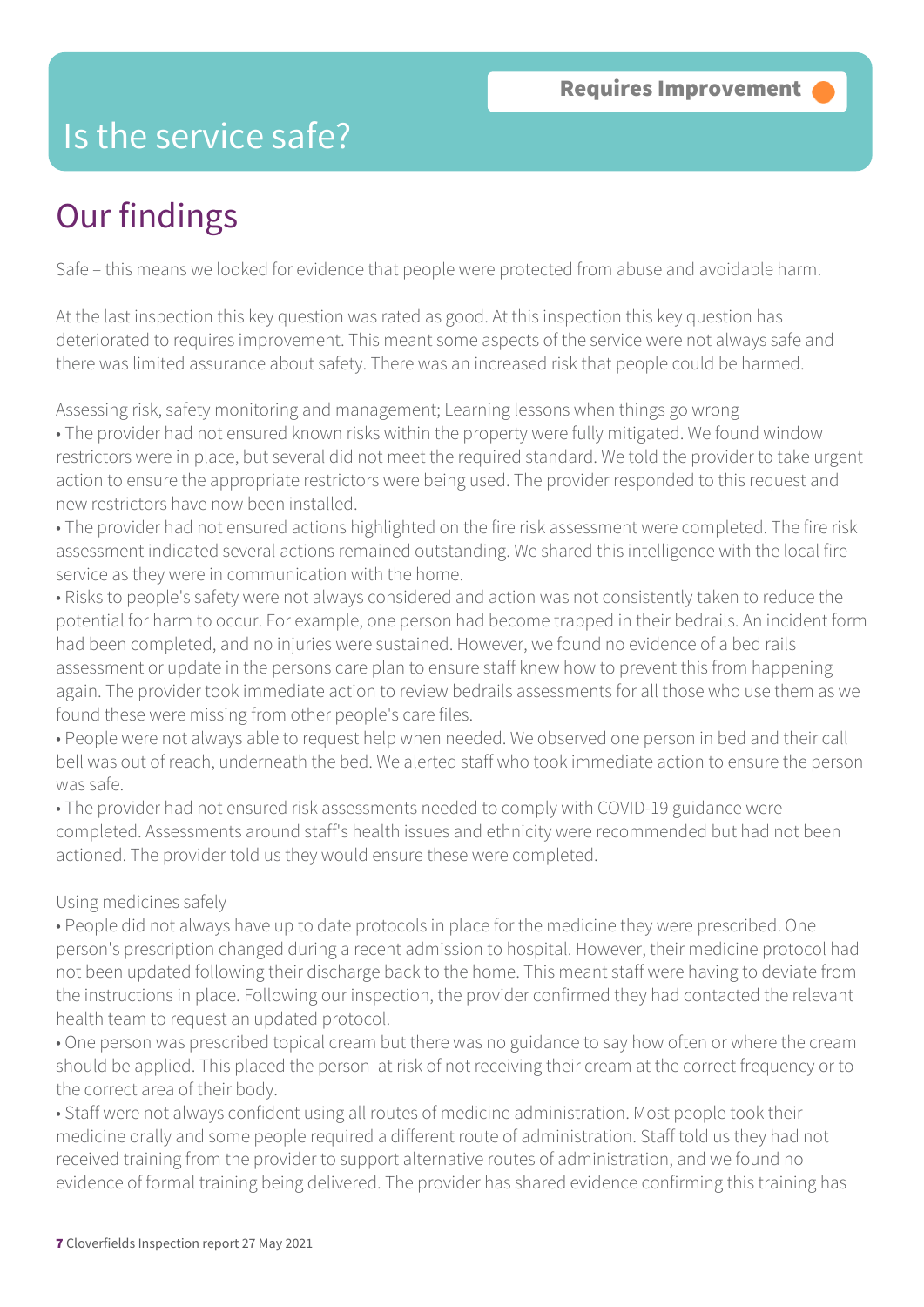Requires Improvement

# Is the service safe?

## Our findings

Safe – this means we looked for evidence that people were protected from abuse and avoidable harm.

At the last inspection this key question was rated as good. At this inspection this key question has deteriorated to requires improvement. This meant some aspects of the service were not always safe and there was limited assurance about safety. There was an increased risk that people could be harmed.

Assessing risk, safety monitoring and management; Learning lessons when things go wrong

- The provider had not ensured known risks within the property were fully mitigated. We found window restrictors were in place, but several did not meet the required standard. We told the provider to take urgent action to ensure the appropriate restrictors were being used. The provider responded to this request and new restrictors have now been installed.
- The provider had not ensured actions highlighted on the fire risk assessment were completed. The fire risk assessment indicated several actions remained outstanding. We shared this intelligence with the local fire service as they were in communication with the home.
- Risks to people's safety were not always considered and action was not consistently taken to reduce the potential for harm to occur. For example, one person had become trapped in their bedrails. An incident form had been completed, and no injuries were sustained. However, we found no evidence of a bed rails assessment or update in the persons care plan to ensure staff knew how to prevent this from happening again. The provider took immediate action to review bedrails assessments for all those who use them as we found these were missing from other people's care files.
- People were not always able to request help when needed. We observed one person in bed and their call bell was out of reach, underneath the bed. We alerted staff who took immediate action to ensure the person was safe.
- The provider had not ensured risk assessments needed to comply with COVID-19 guidance were completed. Assessments around staff's health issues and ethnicity were recommended but had not been actioned. The provider told us they would ensure these were completed.

Using medicines safely

- People did not always have up to date protocols in place for the medicine they were prescribed. One person's prescription changed during a recent admission to hospital. However, their medicine protocol had not been updated following their discharge back to the home. This meant staff were having to deviate from the instructions in place. Following our inspection, the provider confirmed they had contacted the relevant health team to request an updated protocol.
- One person was prescribed topical cream but there was no guidance to say how often or where the cream should be applied. This placed the person at risk of not receiving their cream at the correct frequency or to the correct area of their body.
- Staff were not always confident using all routes of medicine administration. Most people took their medicine orally and some people required a different route of administration. Staff told us they had not received training from the provider to support alternative routes of administration, and we found no evidence of formal training being delivered. The provider has shared evidence confirming this training has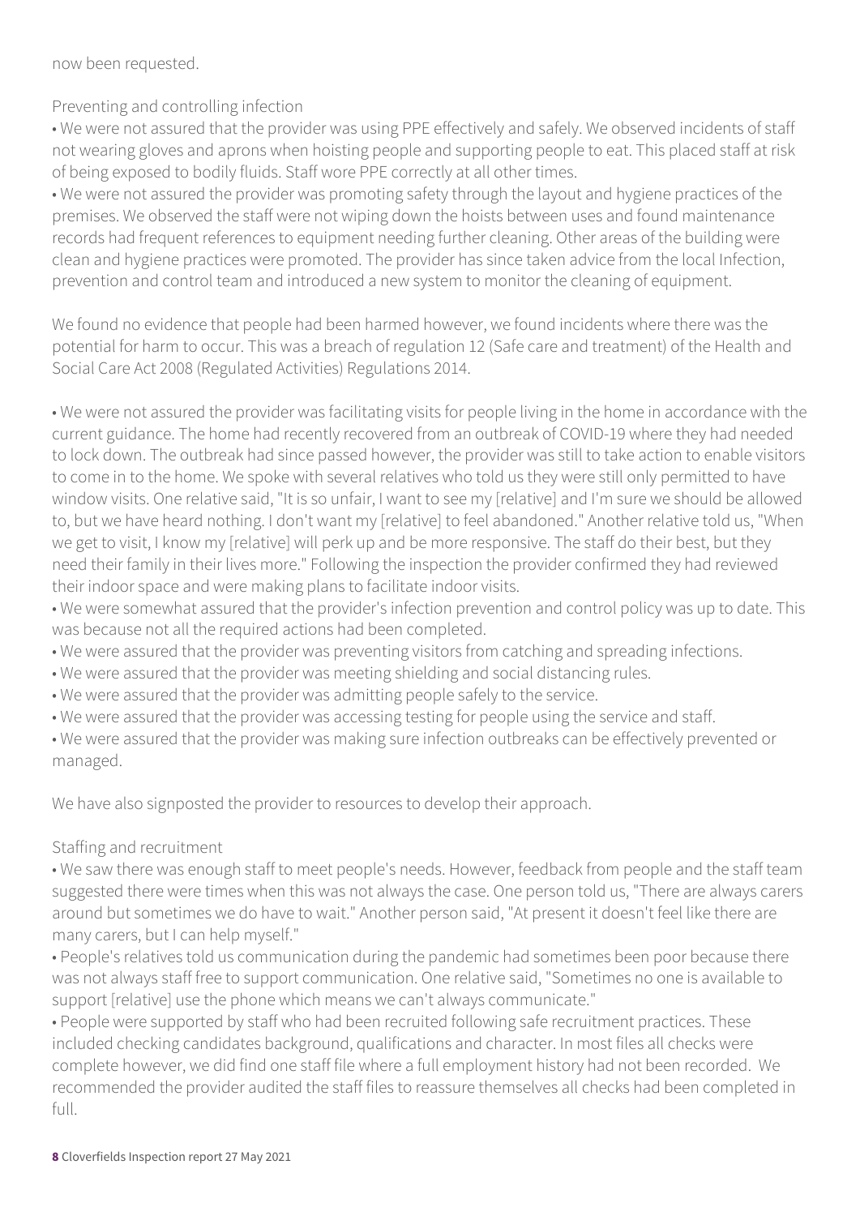now been requested.

Preventing and controlling infection

• We were not assured that the provider was using PPE effectively and safely. We observed incidents of staff not wearing gloves and aprons when hoisting people and supporting people to eat. This placed staff at risk of being exposed to bodily fluids. Staff wore PPE correctly at all other times.

• We were not assured the provider was promoting safety through the layout and hygiene practices of the premises. We observed the staff were not wiping down the hoists between uses and found maintenance records had frequent references to equipment needing further cleaning. Other areas of the building were clean and hygiene practices were promoted. The provider has since taken advice from the local Infection, prevention and control team and introduced a new system to monitor the cleaning of equipment.

We found no evidence that people had been harmed however, we found incidents where there was the potential for harm to occur. This was a breach of regulation 12 (Safe care and treatment) of the Health and Social Care Act 2008 (Regulated Activities) Regulations 2014.

• We were not assured the provider was facilitating visits for people living in the home in accordance with the current guidance. The home had recently recovered from an outbreak of COVID-19 where they had needed to lock down. The outbreak had since passed however, the provider was still to take action to enable visitors to come in to the home. We spoke with several relatives who told us they were still only permitted to have window visits. One relative said, "It is so unfair, I want to see my [relative] and I'm sure we should be allowed to, but we have heard nothing. I don't want my [relative] to feel abandoned." Another relative told us, "When we get to visit, I know my [relative] will perk up and be more responsive. The staff do their best, but they need their family in their lives more." Following the inspection the provider confirmed they had reviewed their indoor space and were making plans to facilitate indoor visits.

• We were somewhat assured that the provider's infection prevention and control policy was up to date. This was because not all the required actions had been completed.

• We were assured that the provider was preventing visitors from catching and spreading infections.

• We were assured that the provider was meeting shielding and social distancing rules.

• We were assured that the provider was admitting people safely to the service.

• We were assured that the provider was accessing testing for people using the service and staff.

• We were assured that the provider was making sure infection outbreaks can be effectively prevented or managed.

We have also signposted the provider to resources to develop their approach.

Staffing and recruitment

• We saw there was enough staff to meet people's needs. However, feedback from people and the staff team suggested there were times when this was not always the case. One person told us, "There are always carers around but sometimes we do have to wait." Another person said, "At present it doesn't feel like there are many carers, but I can help myself."

• People's relatives told us communication during the pandemic had sometimes been poor because there was not always staff free to support communication. One relative said, "Sometimes no one is available to support [relative] use the phone which means we can't always communicate."

• People were supported by staff who had been recruited following safe recruitment practices. These included checking candidates background, qualifications and character. In most files all checks were complete however, we did find one staff file where a full employment history had not been recorded. We recommended the provider audited the staff files to reassure themselves all checks had been completed in full.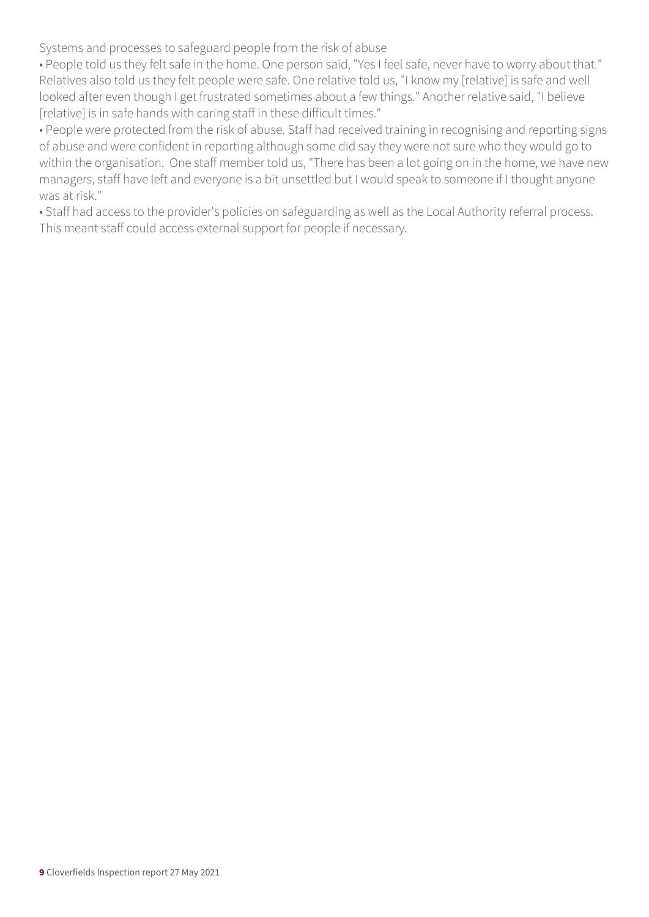Systems and processes to safeguard people from the risk of abuse

- People told us they felt safe in the home. One person said, "Yes I feel safe, never have to worry about that." Relatives also told us they felt people were safe. One relative told us, "I know my [relative] is safe and well looked after even though I get frustrated sometimes about a few things." Another relative said, "I believe [relative] is in safe hands with caring staff in these difficult times."
- People were protected from the risk of abuse. Staff had received training in recognising and reporting signs of abuse and were confident in reporting although some did say they were not sure who they would go to within the organisation. One staff member told us, "There has been a lot going on in the home, we have new managers, staff have left and everyone is a bit unsettled but I would speak to someone if I thought anyone was at risk."
- Staff had access to the provider's policies on safeguarding as well as the Local Authority referral process. This meant staff could access external support for people if necessary.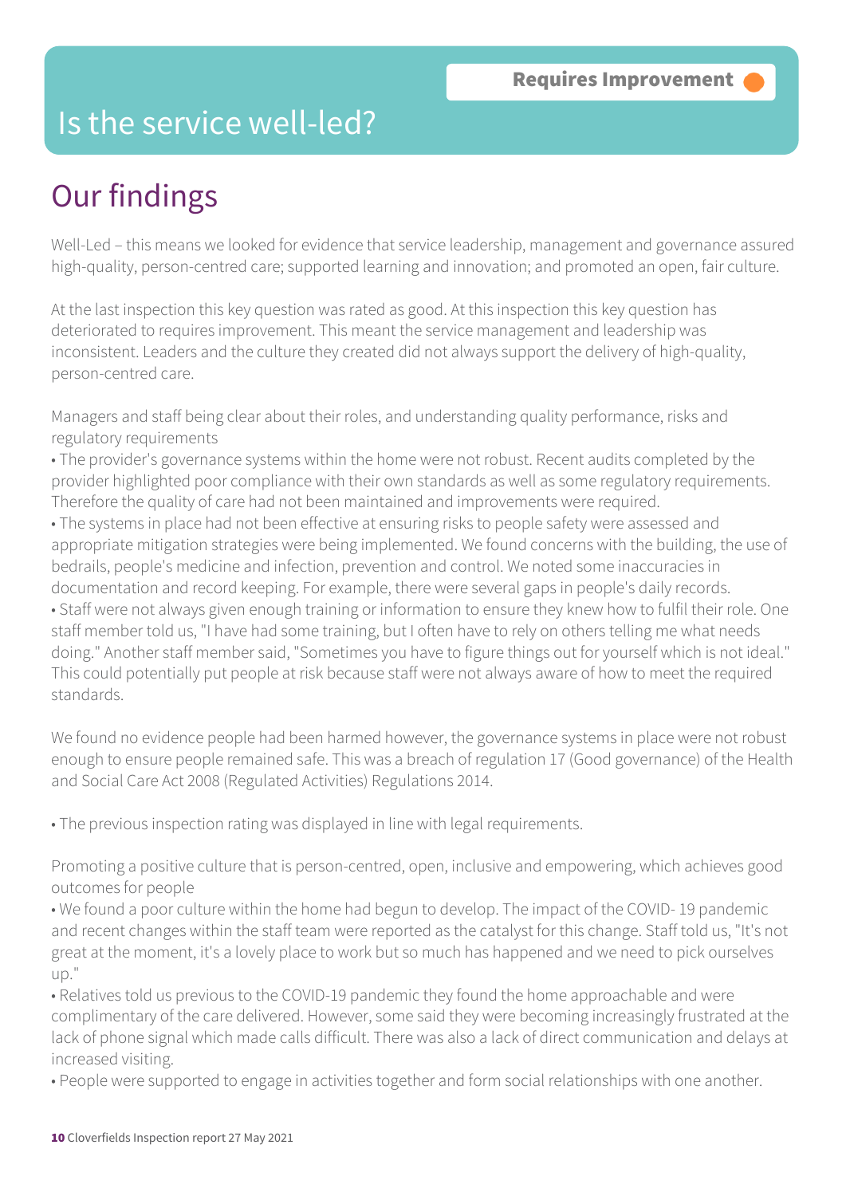# Is the service well-led?

**Requires Improvement**

## Our findings

Well-Led – this means we looked for evidence that service leadership, management and governance assured high-quality, person-centred care; supported learning and innovation; and promoted an open, fair culture.

At the last inspection this key question was rated as good. At this inspection this key question has deteriorated to requires improvement. This meant the service management and leadership was inconsistent. Leaders and the culture they created did not always support the delivery of high-quality, person-centred care.

Managers and staff being clear about their roles, and understanding quality performance, risks and regulatory requirements

- The provider's governance systems within the home were not robust. Recent audits completed by the provider highlighted poor compliance with their own standards as well as some regulatory requirements. Therefore the quality of care had not been maintained and improvements were required.
- The systems in place had not been effective at ensuring risks to people safety were assessed and appropriate mitigation strategies were being implemented. We found concerns with the building, the use of bedrails, people's medicine and infection, prevention and control. We noted some inaccuracies in documentation and record keeping. For example, there were several gaps in people's daily records.
- Staff were not always given enough training or information to ensure they knew how to fulfil their role. One staff member told us, "I have had some training, but I often have to rely on others telling me what needs doing." Another staff member said, "Sometimes you have to figure things out for yourself which is not ideal." This could potentially put people at risk because staff were not always aware of how to meet the required standards.

We found no evidence people had been harmed however, the governance systems in place were not robust enough to ensure people remained safe. This was a breach of regulation 17 (Good governance) of the Health and Social Care Act 2008 (Regulated Activities) Regulations 2014.

- The previous inspection rating was displayed in line with legal requirements.

Promoting a positive culture that is person-centred, open, inclusive and empowering, which achieves good outcomes for people

- We found a poor culture within the home had begun to develop. The impact of the COVID- 19 pandemic and recent changes within the staff team were reported as the catalyst for this change. Staff told us, "It's not great at the moment, it's a lovely place to work but so much has happened and we need to pick ourselves up."
- Relatives told us previous to the COVID-19 pandemic they found the home approachable and were complimentary of the care delivered. However, some said they were becoming increasingly frustrated at the lack of phone signal which made calls difficult. There was also a lack of direct communication and delays at increased visiting.
- People were supported to engage in activities together and form social relationships with one another.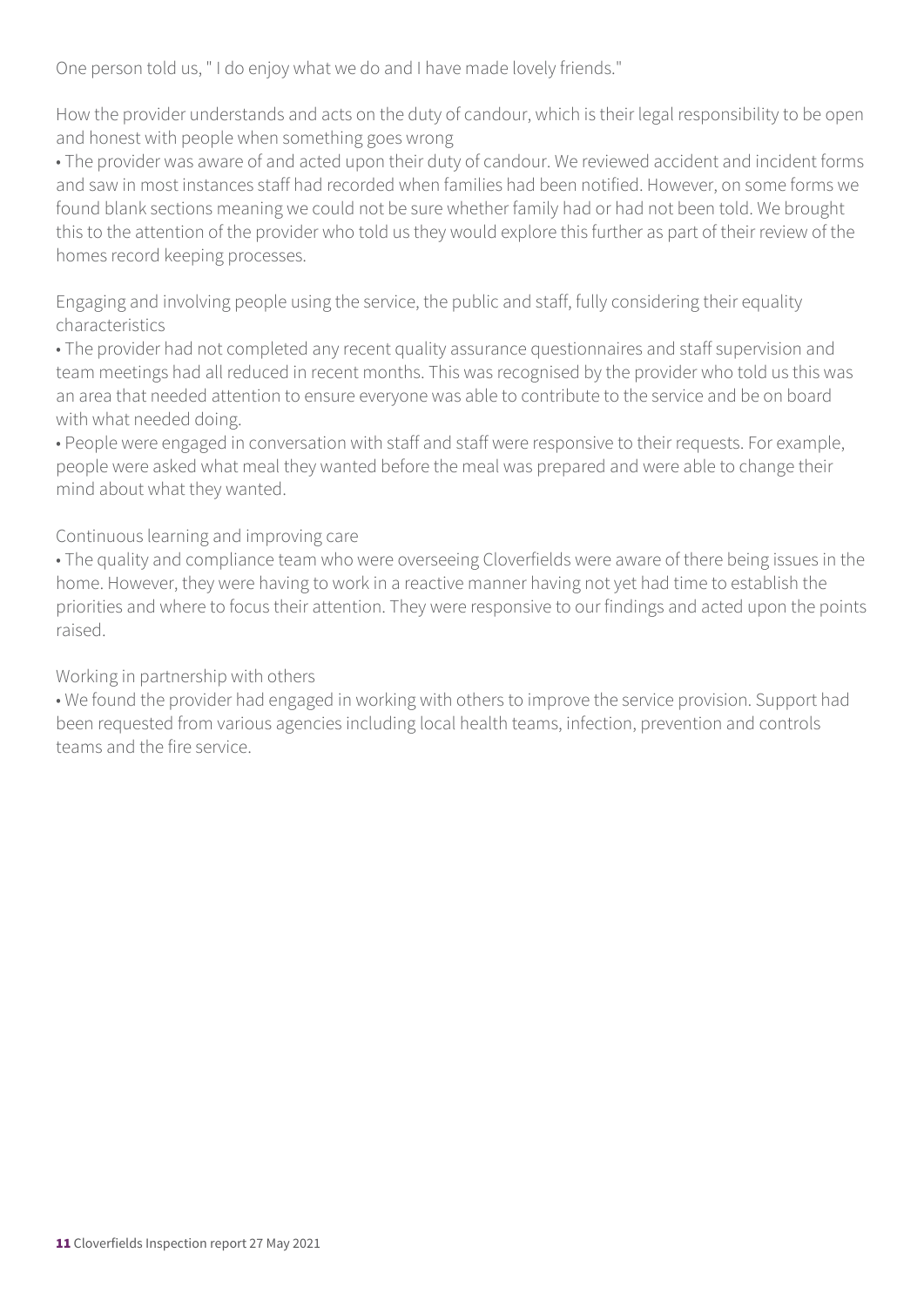One person told us, " I do enjoy what we do and I have made lovely friends."

How the provider understands and acts on the duty of candour, which is their legal responsibility to be open and honest with people when something goes wrong

- The provider was aware of and acted upon their duty of candour. We reviewed accident and incident forms and saw in most instances staff had recorded when families had been notified. However, on some forms we found blank sections meaning we could not be sure whether family had or had not been told. We brought this to the attention of the provider who told us they would explore this further as part of their review of the homes record keeping processes.

Engaging and involving people using the service, the public and staff, fully considering their equality characteristics

- The provider had not completed any recent quality assurance questionnaires and staff supervision and team meetings had all reduced in recent months. This was recognised by the provider who told us this was an area that needed attention to ensure everyone was able to contribute to the service and be on board with what needed doing.
- People were engaged in conversation with staff and staff were responsive to their requests. For example, people were asked what meal they wanted before the meal was prepared and were able to change their mind about what they wanted.

Continuous learning and improving care

- The quality and compliance team who were overseeing Cloverfields were aware of there being issues in the home. However, they were having to work in a reactive manner having not yet had time to establish the priorities and where to focus their attention. They were responsive to our findings and acted upon the points raised.

Working in partnership with others

- We found the provider had engaged in working with others to improve the service provision. Support had been requested from various agencies including local health teams, infection, prevention and controls teams and the fire service.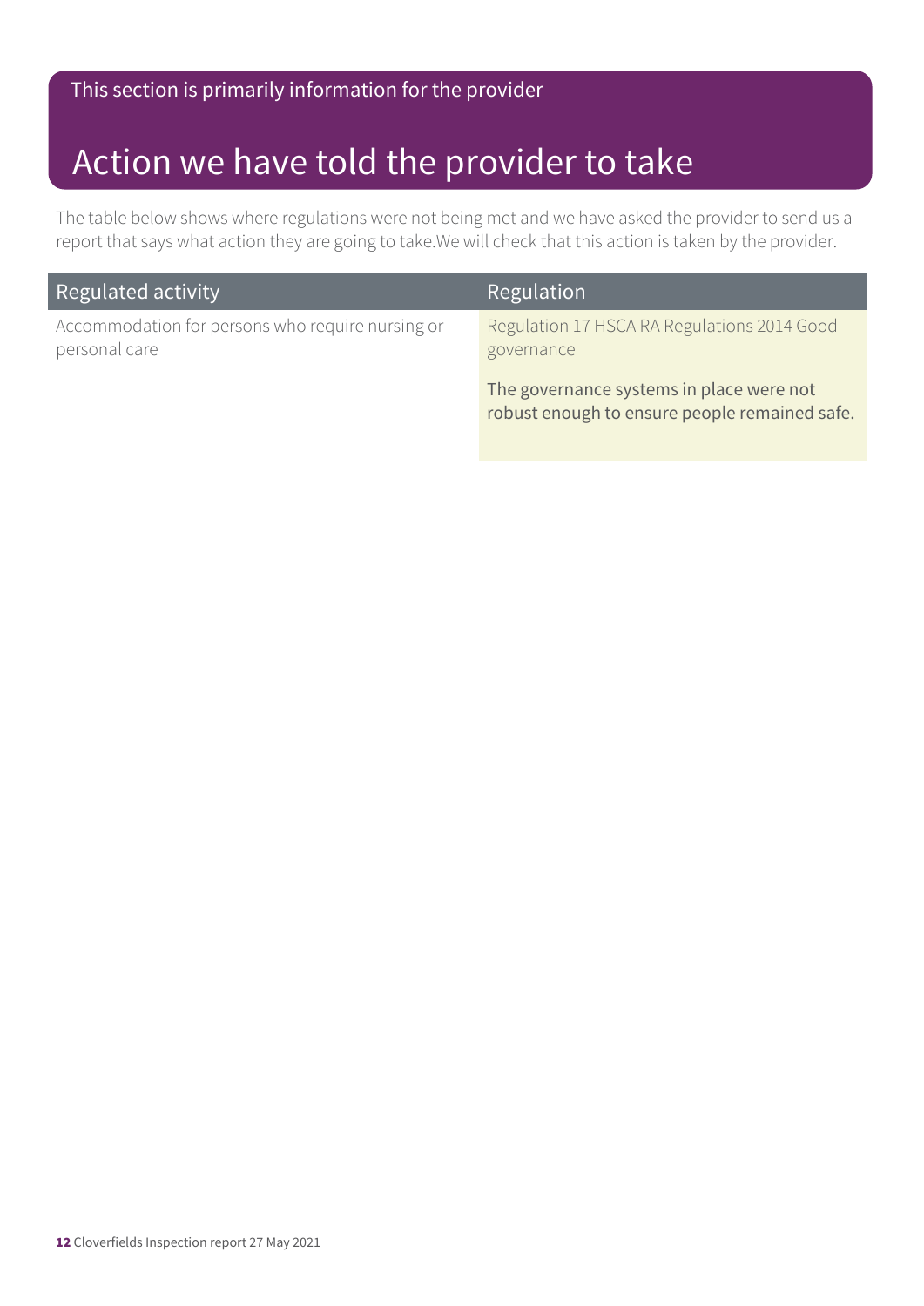This section is primarily information for the provider

# Action we have told the provider to take

The table below shows where regulations were not being met and we have asked the provider to send us a report that says what action they are going to take.We will check that this action is taken by the provider.

| Regulated activity | Regulation |
|---|---|
| Accommodation for persons who require nursing or personal care | Regulation 17 HSCA RA Regulations 2014 Good governance<br><br>The governance systems in place were not robust enough to ensure people remained safe. |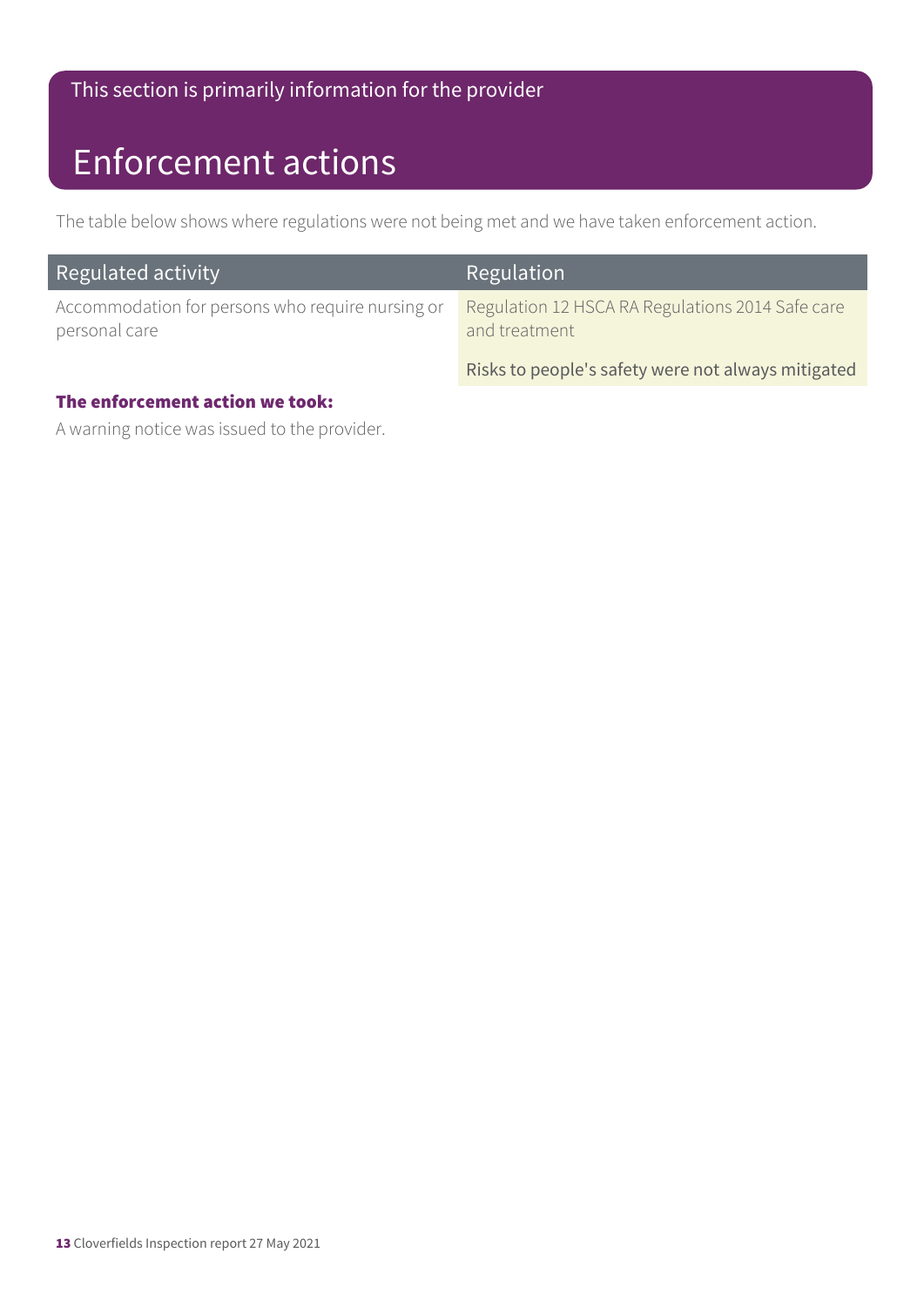This section is primarily information for the provider

# Enforcement actions

The table below shows where regulations were not being met and we have taken enforcement action.

| Regulated activity | Regulation |
| --- | --- |
| Accommodation for persons who require nursing or personal care | Regulation 12 HSCA RA Regulations 2014 Safe care and treatment<br><br>Risks to people's safety were not always mitigated |

**The enforcement action we took:**

A warning notice was issued to the provider.